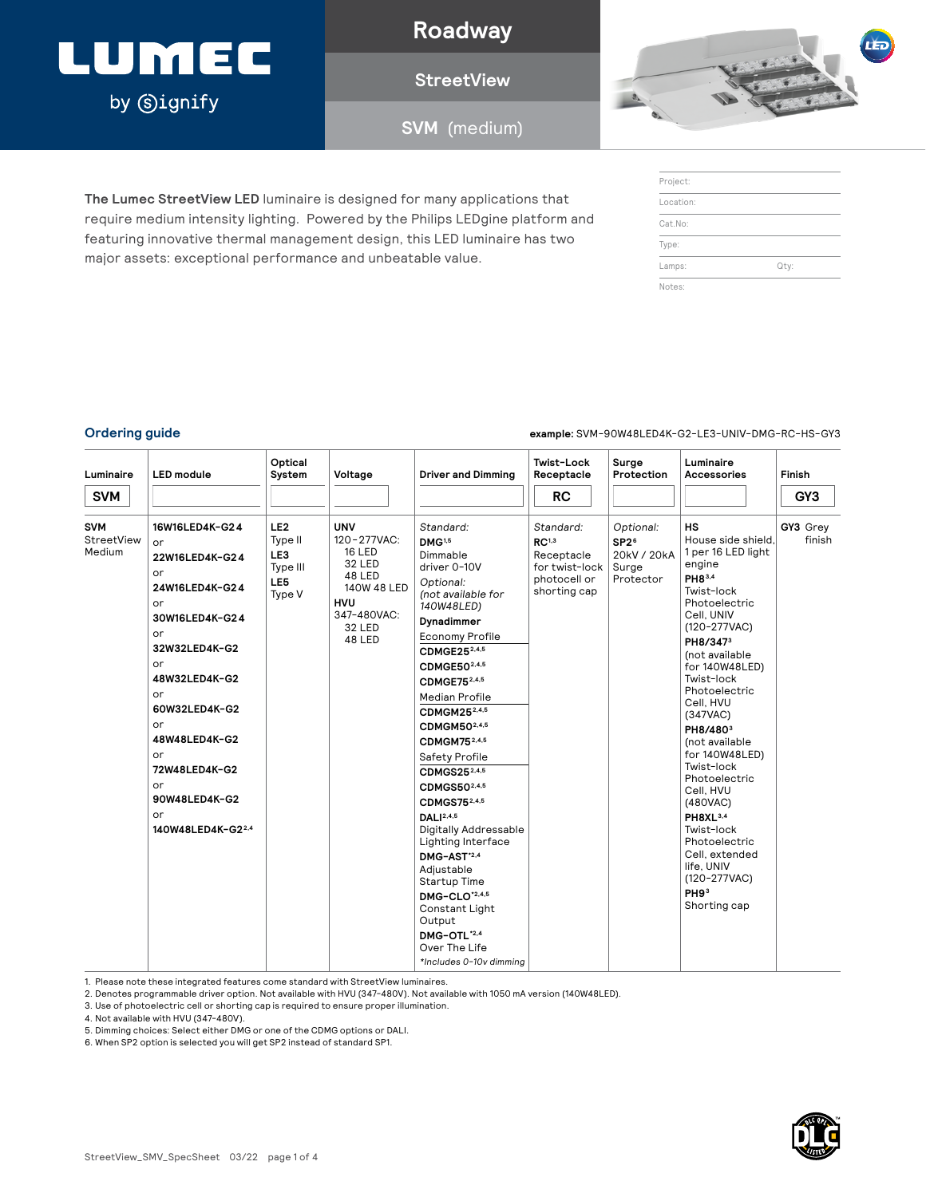# LUMEC by Signify

## Roadway

### StreetView

### SVM (medium)

**The Lumec StreetView LED** luminaire is designed for many applications that require medium intensity lighting. Powered by the Philips LEDgine platform and featuring innovative thermal management design, this LED luminaire has two major assets: exceptional performance and unbeatable value.

| Project: | |
|---|---|
| Location: | |
| Cat.No: | |
| Type: | |
| Lamps: | Qty: |
| Notes: | |

## Ordering guide

**example:** SVM-90W48LED4K-G2-LE3-UNIV-DMG-RC-HS-GY3

| Luminaire | LED module | Optical System | Voltage | Driver and Dimming | Twist-Lock Receptacle | Surge Protection | Luminaire Accessories | Finish |
|---|---|---|---|---|---|---|---|---|
| SVM | | | | | RC | | | GY3 |
| **SVM** StreetView Medium | **16W16LED4K-G24** or **22W16LED4K-G24** or **24W16LED4K-G24** or **30W16LED4K-G24** or **32W32LED4K-G2** or **48W32LED4K-G2** or **60W32LED4K-G2** or **48W48LED4K-G2** or **72W48LED4K-G2** or **90W48LED4K-G2** or **140W48LED4K-G2**[2,4] | **LE2** Type II<br>**LE3** Type III<br>**LE5** Type V | **UNV** 120-277VAC: 16 LED, 32 LED, 48 LED, 140W 48 LED<br>**HVU** 347-480VAC: 32 LED, 48 LED | *Standard:*<br>**DMG**[1,5] Dimmable driver 0-10V<br>*Optional: (not available for 140W48LED)*<br>**Dynadimmer**<br>Economy Profile: **CDMGE25**[2,4,5], **CDMGE50**[2,4,5], **CDMGE75**[2,4,5]<br>Median Profile: **CDMGM25**[2,4,5], **CDMGM50**[2,4,5], **CDMGM75**[2,4,5]<br>Safety Profile: **CDMGS25**[2,4,5], **CDMGS50**[2,4,5], **CDMGS75**[2,4,5]<br>**DALI**[2,4,5] Digitally Addressable Lighting Interface<br>**DMG-AST***[2,4] Adjustable Startup Time<br>**DMG-CLO***[2,4,5] Constant Light Output<br>**DMG-OTL***[2,4] Over The Life<br>**Includes 0-10v dimming* | *Standard:*<br>**RC**[1,3] Receptacle for twist-lock photocell or shorting cap | *Optional:*<br>**SP2**[6] 20kV / 20kA Surge Protector | **HS** House side shield, 1 per 16 LED light engine<br>**PH8**[3,4] Twist-lock Photoelectric Cell, UNIV (120-277VAC)<br>**PH8/347**[3] (not available for 140W48LED) Twist-lock Photoelectric Cell, HVU (347VAC)<br>**PH8/480**[3] (not available for 140W48LED) Twist-lock Photoelectric Cell, HVU (480VAC)<br>**PH8XL**[3,4] Twist-lock Photoelectric Cell, extended life, UNIV (120-277VAC)<br>**PH9**[3] Shorting cap | **GY3** Grey finish |

1. Please note these integrated features come standard with StreetView luminaires.
2. Denotes programmable driver option. Not available with HVU (347-480V). Not available with 1050 mA version (140W48LED).
3. Use of photoelectric cell or shorting cap is required to ensure proper illumination.
4. Not available with HVU (347-480V).
5. Dimming choices: Select either DMG or one of the CDMG options or DALI.
6. When SP2 option is selected you will get SP2 instead of standard SP1.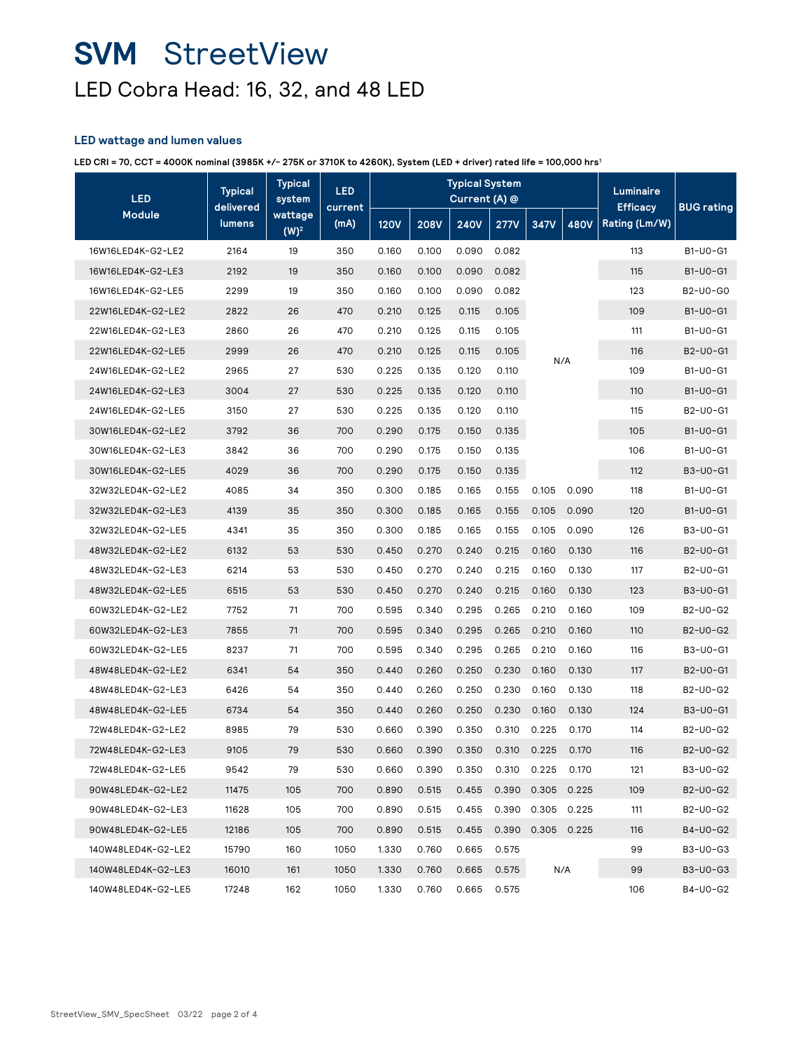# SVM StreetView

## LED Cobra Head: 16, 32, and 48 LED

### LED wattage and lumen values

**LED CRI = 70, CCT = 4000K nominal (3985K +/- 275K or 3710K to 4260K), System (LED + driver) rated life = 100,000 hrs[1]**

| LED Module | Typical delivered lumens | Typical system wattage (W)[2] | LED current (mA) | Typical System Current (A) @ | | | | | | Luminaire Efficacy Rating (Lm/W) | BUG rating |
|---|---|---|---|---|---|---|---|---|---|---|---|
| | | | | 120V | 208V | 240V | 277V | 347V | 480V | | |
| 16W16LED4K-G2-LE2 | 2164 | 19 | 350 | 0.160 | 0.100 | 0.090 | 0.082 | N/A | | 113 | B1-U0-G1 |
| 16W16LED4K-G2-LE3 | 2192 | 19 | 350 | 0.160 | 0.100 | 0.090 | 0.082 | N/A | | 115 | B1-U0-G1 |
| 16W16LED4K-G2-LE5 | 2299 | 19 | 350 | 0.160 | 0.100 | 0.090 | 0.082 | N/A | | 123 | B2-U0-G0 |
| 22W16LED4K-G2-LE2 | 2822 | 26 | 470 | 0.210 | 0.125 | 0.115 | 0.105 | N/A | | 109 | B1-U0-G1 |
| 22W16LED4K-G2-LE3 | 2860 | 26 | 470 | 0.210 | 0.125 | 0.115 | 0.105 | N/A | | 111 | B1-U0-G1 |
| 22W16LED4K-G2-LE5 | 2999 | 26 | 470 | 0.210 | 0.125 | 0.115 | 0.105 | N/A | | 116 | B2-U0-G1 |
| 24W16LED4K-G2-LE2 | 2965 | 27 | 530 | 0.225 | 0.135 | 0.120 | 0.110 | N/A | | 109 | B1-U0-G1 |
| 24W16LED4K-G2-LE3 | 3004 | 27 | 530 | 0.225 | 0.135 | 0.120 | 0.110 | N/A | | 110 | B1-U0-G1 |
| 24W16LED4K-G2-LE5 | 3150 | 27 | 530 | 0.225 | 0.135 | 0.120 | 0.110 | N/A | | 115 | B2-U0-G1 |
| 30W16LED4K-G2-LE2 | 3792 | 36 | 700 | 0.290 | 0.175 | 0.150 | 0.135 | N/A | | 105 | B1-U0-G1 |
| 30W16LED4K-G2-LE3 | 3842 | 36 | 700 | 0.290 | 0.175 | 0.150 | 0.135 | N/A | | 106 | B1-U0-G1 |
| 30W16LED4K-G2-LE5 | 4029 | 36 | 700 | 0.290 | 0.175 | 0.150 | 0.135 | N/A | | 112 | B3-U0-G1 |
| 32W32LED4K-G2-LE2 | 4085 | 34 | 350 | 0.300 | 0.185 | 0.165 | 0.155 | 0.105 | 0.090 | 118 | B1-U0-G1 |
| 32W32LED4K-G2-LE3 | 4139 | 35 | 350 | 0.300 | 0.185 | 0.165 | 0.155 | 0.105 | 0.090 | 120 | B1-U0-G1 |
| 32W32LED4K-G2-LE5 | 4341 | 35 | 350 | 0.300 | 0.185 | 0.165 | 0.155 | 0.105 | 0.090 | 126 | B3-U0-G1 |
| 48W32LED4K-G2-LE2 | 6132 | 53 | 530 | 0.450 | 0.270 | 0.240 | 0.215 | 0.160 | 0.130 | 116 | B2-U0-G1 |
| 48W32LED4K-G2-LE3 | 6214 | 53 | 530 | 0.450 | 0.270 | 0.240 | 0.215 | 0.160 | 0.130 | 117 | B2-U0-G1 |
| 48W32LED4K-G2-LE5 | 6515 | 53 | 530 | 0.450 | 0.270 | 0.240 | 0.215 | 0.160 | 0.130 | 123 | B3-U0-G1 |
| 60W32LED4K-G2-LE2 | 7752 | 71 | 700 | 0.595 | 0.340 | 0.295 | 0.265 | 0.210 | 0.160 | 109 | B2-U0-G2 |
| 60W32LED4K-G2-LE3 | 7855 | 71 | 700 | 0.595 | 0.340 | 0.295 | 0.265 | 0.210 | 0.160 | 110 | B2-U0-G2 |
| 60W32LED4K-G2-LE5 | 8237 | 71 | 700 | 0.595 | 0.340 | 0.295 | 0.265 | 0.210 | 0.160 | 116 | B3-U0-G1 |
| 48W48LED4K-G2-LE2 | 6341 | 54 | 350 | 0.440 | 0.260 | 0.250 | 0.230 | 0.160 | 0.130 | 117 | B2-U0-G1 |
| 48W48LED4K-G2-LE3 | 6426 | 54 | 350 | 0.440 | 0.260 | 0.250 | 0.230 | 0.160 | 0.130 | 118 | B2-U0-G2 |
| 48W48LED4K-G2-LE5 | 6734 | 54 | 350 | 0.440 | 0.260 | 0.250 | 0.230 | 0.160 | 0.130 | 124 | B3-U0-G1 |
| 72W48LED4K-G2-LE2 | 8985 | 79 | 530 | 0.660 | 0.390 | 0.350 | 0.310 | 0.225 | 0.170 | 114 | B2-U0-G2 |
| 72W48LED4K-G2-LE3 | 9105 | 79 | 530 | 0.660 | 0.390 | 0.350 | 0.310 | 0.225 | 0.170 | 116 | B2-U0-G2 |
| 72W48LED4K-G2-LE5 | 9542 | 79 | 530 | 0.660 | 0.390 | 0.350 | 0.310 | 0.225 | 0.170 | 121 | B3-U0-G2 |
| 90W48LED4K-G2-LE2 | 11475 | 105 | 700 | 0.890 | 0.515 | 0.455 | 0.390 | 0.305 | 0.225 | 109 | B2-U0-G2 |
| 90W48LED4K-G2-LE3 | 11628 | 105 | 700 | 0.890 | 0.515 | 0.455 | 0.390 | 0.305 | 0.225 | 111 | B2-U0-G2 |
| 90W48LED4K-G2-LE5 | 12186 | 105 | 700 | 0.890 | 0.515 | 0.455 | 0.390 | 0.305 | 0.225 | 116 | B4-U0-G2 |
| 140W48LED4K-G2-LE2 | 15790 | 160 | 1050 | 1.330 | 0.760 | 0.665 | 0.575 | N/A | | 99 | B3-U0-G3 |
| 140W48LED4K-G2-LE3 | 16010 | 161 | 1050 | 1.330 | 0.760 | 0.665 | 0.575 | N/A | | 99 | B3-U0-G3 |
| 140W48LED4K-G2-LE5 | 17248 | 162 | 1050 | 1.330 | 0.760 | 0.665 | 0.575 | N/A | | 106 | B4-U0-G2 |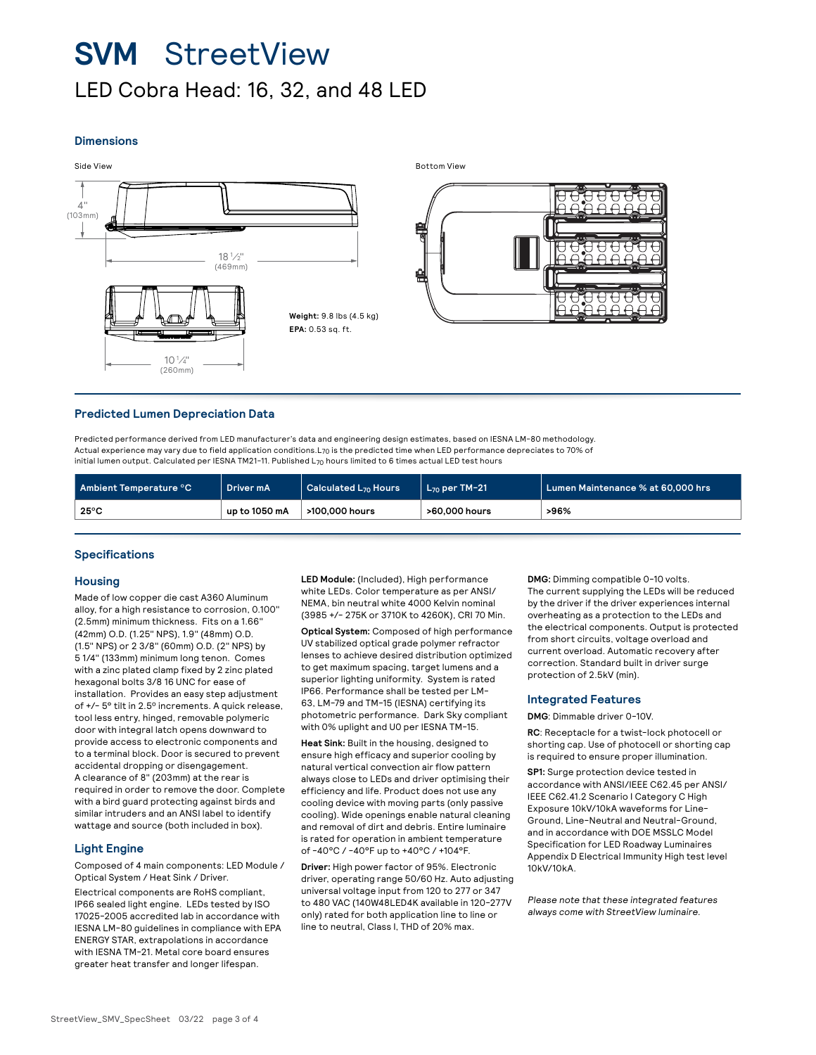# SVM StreetView

## LED Cobra Head: 16, 32, and 48 LED

### Dimensions

Side View

4" (103mm)

18 1/2" (469mm)

10 1/4" (260mm)

Bottom View

**Weight:** 9.8 lbs (4.5 kg)
**EPA:** 0.53 sq. ft.

### Predicted Lumen Depreciation Data

Predicted performance derived from LED manufacturer's data and engineering design estimates, based on IESNA LM-80 methodology. Actual experience may vary due to field application conditions. $L_{70}$ is the predicted time when LED performance depreciates to 70% of initial lumen output. Calculated per IESNA TM21-11. Published $L_{70}$ hours limited to 6 times actual LED test hours

| Ambient Temperature °C | Driver mA | Calculated $L_{70}$ Hours | $L_{70}$ per TM-21 | Lumen Maintenance % at 60,000 hrs |
|---|---|---|---|---|
| 25°C | up to 1050 mA | >100,000 hours | >60,000 hours | >96% |

### Specifications

#### Housing

Made of low copper die cast A360 Aluminum alloy, for a high resistance to corrosion, 0.100" (2.5mm) minimum thickness. Fits on a 1.66" (42mm) O.D. (1.25" NPS), 1.9" (48mm) O.D. (1.5" NPS) or 2 3/8" (60mm) O.D. (2" NPS) by 5 1/4" (133mm) minimum long tenon. Comes with a zinc plated clamp fixed by 2 zinc plated hexagonal bolts 3/8 16 UNC for ease of installation. Provides an easy step adjustment of +/- 5° tilt in 2.5° increments. A quick release, tool less entry, hinged, removable polymeric door with integral latch opens downward to provide access to electronic components and to a terminal block. Door is secured to prevent accidental dropping or disengagement. A clearance of 8" (203mm) at the rear is required in order to remove the door. Complete with a bird guard protecting against birds and similar intruders and an ANSI label to identify wattage and source (both included in box).

#### Light Engine

Composed of 4 main components: LED Module / Optical System / Heat Sink / Driver.

Electrical components are RoHS compliant, IP66 sealed light engine. LEDs tested by ISO 17025-2005 accredited lab in accordance with IESNA LM-80 guidelines in compliance with EPA ENERGY STAR, extrapolations in accordance with IESNA TM-21. Metal core board ensures greater heat transfer and longer lifespan.

**LED Module:** (Included), High performance white LEDs. Color temperature as per ANSI/NEMA, bin neutral white 4000 Kelvin nominal (3985 +/- 275K or 3710K to 4260K), CRI 70 Min.

**Optical System:** Composed of high performance UV stabilized optical grade polymer refractor lenses to get maximum spacing, target lumens and a superior lighting uniformity. System is rated IP66. Performance shall be tested per LM-63, LM-79 and TM-15 (IESNA) certifying its photometric performance. Dark Sky compliant with 0% uplight and U0 per IESNA TM-15.

**Heat Sink:** Built in the housing, designed to ensure high efficacy and superior cooling by natural vertical convection air flow pattern always close to LEDs and driver optimising their efficiency and life. Product does not use any cooling device with moving parts (only passive cooling). Wide openings enable natural cleaning and removal of dirt and debris. Entire luminaire is rated for operation in ambient temperature of -40°C / -40°F up to +40°C / +104°F.

**Driver:** High power factor of 95%. Electronic driver, operating range 50/60 Hz. Auto adjusting universal voltage input from 120 to 277 or 347 to 480 VAC (140W48LED4K available in 120-277V only) rated for both application line to line or line to neutral, Class I, THD of 20% max.

**DMG:** Dimming compatible 0-10 volts. The current supplying the LEDs will be reduced by the driver if the driver experiences internal overheating as a protection to the LEDs and the electrical components. Output is protected from short circuits, voltage overload and current overload. Automatic recovery after correction. Standard built in driver surge protection of 2.5kV (min).

#### Integrated Features

**DMG**: Dimmable driver 0-10V.

**RC**: Receptacle for a twist-lock photocell or shorting cap. Use of photocell or shorting cap is required to ensure proper illumination.

**SP1:** Surge protection device tested in accordance with ANSI/IEEE C62.45 per ANSI/IEEE C62.41.2 Scenario I Category C High Exposure 10kV/10kA waveforms for Line-Ground, Line-Neutral and Neutral-Ground, and in accordance with DOE MSSLC Model Specification for LED Roadway Luminaires Appendix D Electrical Immunity High test level 10kV/10kA.

*Please note that these integrated features always come with StreetView luminaire.*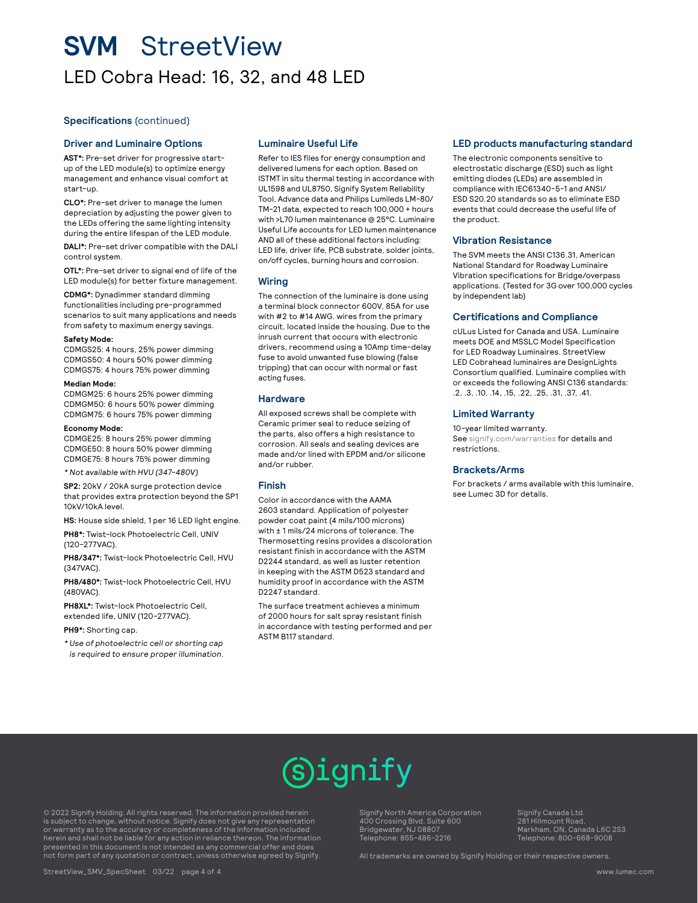# SVM StreetView

## LED Cobra Head: 16, 32, and 48 LED

### Specifications (continued)

### Driver and Luminaire Options

**AST*:** Pre-set driver for progressive start-up of the LED module(s) to optimize energy management and enhance visual comfort at start-up.

**CLO*:** Pre-set driver to manage the lumen depreciation by adjusting the power given to the LEDs offering the same lighting intensity during the entire lifespan of the LED module.

**DALI*:** Pre-set driver compatible with the DALI control system.

**OTL*:** Pre-set driver to signal end of life of the LED module(s) for better fixture management.

**CDMG*:** Dynadimmer standard dimming functionalities including pre-programmed scenarios to suit many applications and needs from safety to maximum energy savings.

**Safety Mode:**
CDMGS25: 4 hours, 25% power dimming
CDMGS50: 4 hours 50% power dimming
CDMGS75: 4 hours 75% power dimming

**Median Mode:**
CDMGM25: 6 hours 25% power dimming
CDMGM50: 6 hours 50% power dimming
CDMGM75: 6 hours 75% power dimming

**Economy Mode:**
CDMGE25: 8 hours 25% power dimming
CDMGE50: 8 hours 50% power dimming
CDMGE75: 8 hours 75% power dimming

*\* Not available with HVU (347-480V)*

**SP2:** 20kV / 20kA surge protection device that provides extra protection beyond the SP1 10kV/10kA level.

**HS:** House side shield, 1 per 16 LED light engine.

**PH8*:** Twist-lock Photoelectric Cell, UNIV (120-277VAC).

**PH8/347*:** Twist-lock Photoelectric Cell, HVU (347VAC).

**PH8/480*:** Twist-lock Photoelectric Cell, HVU (480VAC).

**PH8XL*:** Twist-lock Photoelectric Cell, extended life, UNIV (120-277VAC).

**PH9*:** Shorting cap.

*\* Use of photoelectric cell or shorting cap is required to ensure proper illumination.*

### Luminaire Useful Life

Refer to IES files for energy consumption and delivered lumens for each option. Based on ISTMT in situ thermal testing in accordance with UL1598 and UL8750, Signify System Reliability Tool, Advance data and Philips Lumileds LM-80/TM-21 data, expected to reach 100,000 + hours with >L70 lumen maintenance @ 25°C. Luminaire Useful Life accounts for LED lumen maintenance AND all of these additional factors including: LED life, driver life, PCB substrate, solder joints, on/off cycles, burning hours and corrosion.

### Wiring

The connection of the luminaire is done using a terminal block connector 600V, 85A for use with #2 to #14 AWG. wires from the primary circuit, located inside the housing. Due to the inrush current that occurs with electronic drivers, recommend using a 10Amp time-delay fuse to avoid unwanted fuse blowing (false tripping) that can occur with normal or fast acting fuses.

### Hardware

All exposed screws shall be complete with Ceramic primer seal to reduce seizing of the parts, also offers a high resistance to corrosion. All seals and sealing devices are made and/or lined with EPDM and/or silicone and/or rubber.

### Finish

Color in accordance with the AAMA 2603 standard. Application of polyester powder coat paint (4 mils/100 microns) with ± 1 mils/24 microns of tolerance. The Thermosetting resins provides a discoloration resistant finish in accordance with the ASTM D2244 standard, as well as luster retention in keeping with the ASTM D523 standard and humidity proof in accordance with the ASTM D2247 standard.

The surface treatment achieves a minimum of 2000 hours for salt spray resistant finish in accordance with testing performed and per ASTM B117 standard.

### LED products manufacturing standard

The electronic components sensitive to electrostatic discharge (ESD) such as light emitting diodes (LEDs) are assembled in compliance with IEC61340-5-1 and ANSI/ESD S20.20 standards so as to eliminate ESD events that could decrease the useful life of the product.

### Vibration Resistance

The SVM meets the ANSI C136.31, American National Standard for Roadway Luminaire Vibration specifications for Bridge/overpass applications. (Tested for 3G over 100,000 cycles by independent lab)

### Certifications and Compliance

cULus Listed for Canada and USA. Luminaire meets DOE and MSSLC Model Specification for LED Roadway Luminaires. StreetView LED Cobrahead luminaires are DesignLights Consortium qualified. Luminaire complies with or exceeds the following ANSI C136 standards: .2, .3, .10, .14, .15, .22, .25, .31, .37, .41.

### Limited Warranty

10-year limited warranty.
See signify.com/warranties for details and restrictions.

### Brackets/Arms

For brackets / arms available with this luminaire, see Lumec 3D for details.

signify

© 2022 Signify Holding. All rights reserved. The information provided herein is subject to change, without notice. Signify does not give any representation or warranty as to the accuracy or completeness of the information included herein and shall not be liable for any action in reliance thereon. The information presented in this document is not intended as any commercial offer and does not form part of any quotation or contract, unless otherwise agreed by Signify.

Signify North America Corporation
400 Crossing Blvd, Suite 600
Bridgewater, NJ 08807
Telephone: 855-486-2216

Signify Canada Ltd.
281 Hillmount Road,
Markham, ON, Canada L6C 2S3
Telephone: 800-668-9008

All trademarks are owned by Signify Holding or their respective owners.